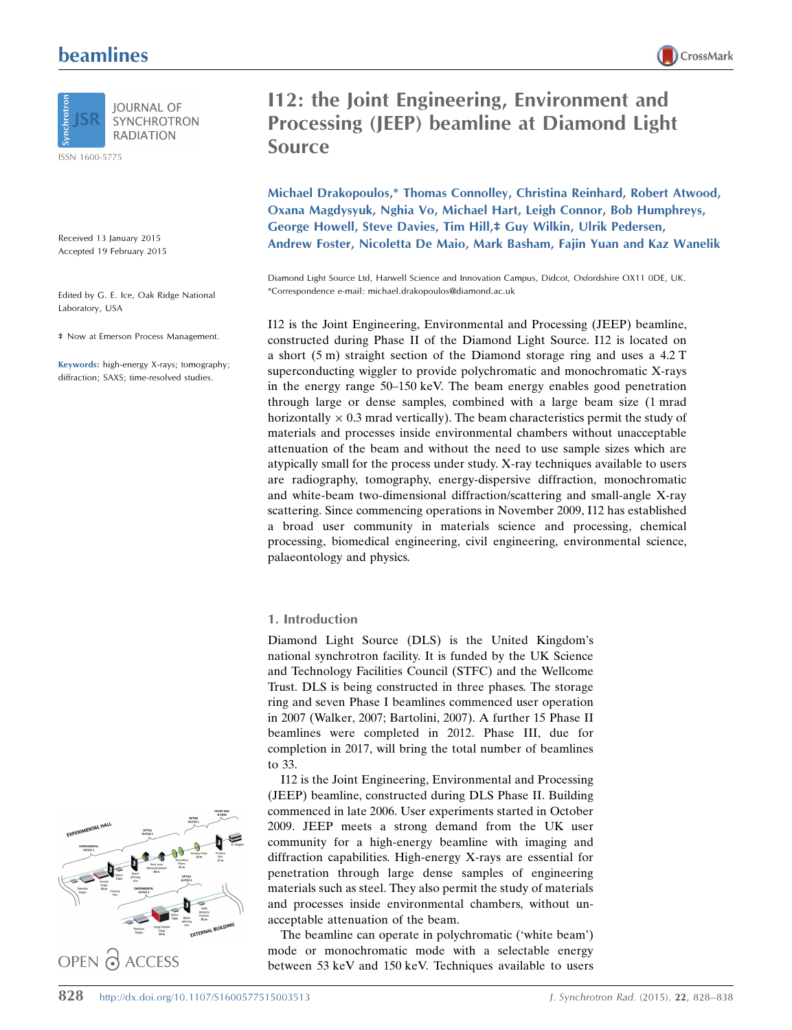# I12: the Joint Engineering, Environment and Processing (JEEP) beamline at Diamond Light Source

Michael Drakopoulos,* Thomas Connolley, Christina Reinhard, Robert Atwood, Oxana Magdysyuk, Nghia Vo, Michael Hart, Leigh Connor, Bob Humphreys, George Howell, Steve Davies, Tim Hill,‡ Guy Wilkin, Ulrik Pedersen, Andrew Foster, Nicoletta De Maio, Mark Basham, Fajin Yuan and Kaz Wanelik

Diamond Light Source Ltd, Harwell Science and Innovation Campus, Didcot, Oxfordshire OX11 0DE, UK. *Correspondence e-mail: michael.drakopoulos@diamond.ac.uk

Received 13 January 2015
Accepted 19 February 2015

Edited by G. E. Ice, Oak Ridge National Laboratory, USA

‡ Now at Emerson Process Management.

**Keywords:** high-energy X-rays; tomography; diffraction; SAXS; time-resolved studies.

I12 is the Joint Engineering, Environmental and Processing (JEEP) beamline, constructed during Phase II of the Diamond Light Source. I12 is located on a short (5 m) straight section of the Diamond storage ring and uses a 4.2 T superconducting wiggler to provide polychromatic and monochromatic X-rays in the energy range 50–150 keV. The beam energy enables good penetration through large or dense samples, combined with a large beam size (1 mrad horizontally × 0.3 mrad vertically). The beam characteristics permit the study of materials and processes inside environmental chambers without unacceptable attenuation of the beam and without the need to use sample sizes which are atypically small for the process under study. X-ray techniques available to users are radiography, tomography, energy-dispersive diffraction, monochromatic and white-beam two-dimensional diffraction/scattering and small-angle X-ray scattering. Since commencing operations in November 2009, I12 has established a broad user community in materials science and processing, chemical processing, biomedical engineering, civil engineering, environmental science, palaeontology and physics.

## 1. Introduction

Diamond Light Source (DLS) is the United Kingdom's national synchrotron facility. It is funded by the UK Science and Technology Facilities Council (STFC) and the Wellcome Trust. DLS is being constructed in three phases. The storage ring and seven Phase I beamlines commenced user operation in 2007 (Walker, 2007; Bartolini, 2007). A further 15 Phase II beamlines were completed in 2012. Phase III, due for completion in 2017, will bring the total number of beamlines to 33.

I12 is the Joint Engineering, Environmental and Processing (JEEP) beamline, constructed during DLS Phase II. Building commenced in late 2006. User experiments started in October 2009. JEEP meets a strong demand from the UK user community for a high-energy beamline with imaging and diffraction capabilities. High-energy X-rays are essential for penetration through large dense samples of engineering materials such as steel. They also permit the study of materials and processes inside environmental chambers, without unacceptable attenuation of the beam.

The beamline can operate in polychromatic ('white beam') mode or monochromatic mode with a selectable energy between 53 keV and 150 keV. Techniques available to users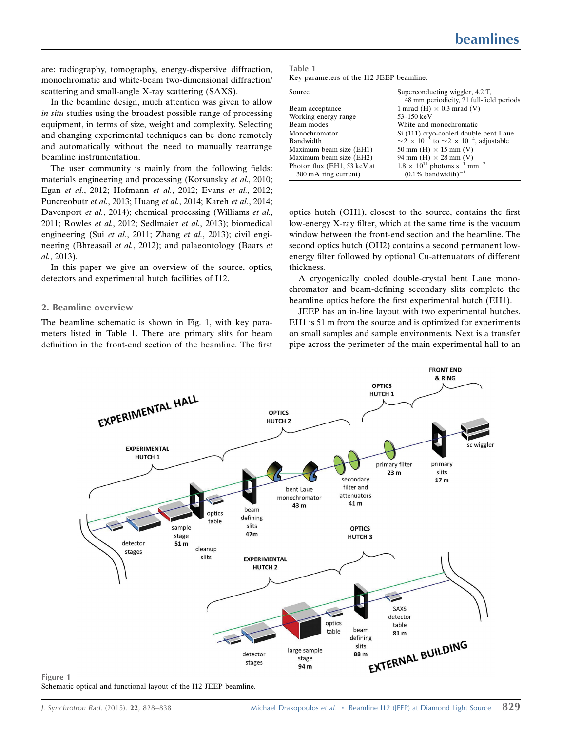are: radiography, tomography, energy-dispersive diffraction, monochromatic and white-beam two-dimensional diffraction/scattering and small-angle X-ray scattering (SAXS).

In the beamline design, much attention was given to allow *in situ* studies using the broadest possible range of processing equipment, in terms of size, weight and complexity. Selecting and changing experimental techniques can be done remotely and automatically without the need to manually rearrange beamline instrumentation.

The user community is mainly from the following fields: materials engineering and processing (Korsunsky *et al.*, 2010; Egan *et al.*, 2012; Hofmann *et al.*, 2012; Evans *et al.*, 2012; Puncreobutr *et al.*, 2013; Huang *et al.*, 2014; Kareh *et al.*, 2014; Davenport *et al.*, 2014); chemical processing (Williams *et al.*, 2011; Rowles *et al.*, 2012; Sedlmaier *et al.*, 2013); biomedical engineering (Sui *et al.*, 2011; Zhang *et al.*, 2013); civil engineering (Bhreasail *et al.*, 2012); and palaeontology (Baars *et al.*, 2013).

In this paper we give an overview of the source, optics, detectors and experimental hutch facilities of I12.

## 2. Beamline overview

The beamline schematic is shown in Fig. 1, with key parameters listed in Table 1. There are primary slits for beam definition in the front-end section of the beamline. The first optics hutch (OH1), closest to the source, contains the first low-energy X-ray filter, which at the same time is the vacuum window between the front-end section and the beamline. The second optics hutch (OH2) contains a second permanent low-energy filter followed by optional Cu-attenuators of different thickness.

A cryogenically cooled double-crystal bent Laue monochromator and beam-defining secondary slits complete the beamline optics before the first experimental hutch (EH1).

JEEP has an in-line layout with two experimental hutches. EH1 is 51 m from the source and is optimized for experiments on small samples and sample environments. Next is a transfer pipe across the perimeter of the main experimental hall to an

Table 1
Key parameters of the I12 JEEP beamline.

| | |
|---|---|
| Source | Superconducting wiggler, 4.2 T, 48 mm periodicity, 21 full-field periods |
| Beam acceptance | 1 mrad (H) × 0.3 mrad (V) |
| Working energy range | 53–150 keV |
| Beam modes | White and monochromatic |
| Monochromator | Si (111) cryo-cooled double bent Laue |
| Bandwidth | $\sim 2 \times 10^{-3}$ to $\sim 2 \times 10^{-4}$, adjustable |
| Maximum beam size (EH1) | 50 mm (H) × 15 mm (V) |
| Maximum beam size (EH2) | 94 mm (H) × 28 mm (V) |
| Photon flux (EH1, 53 keV at 300 mA ring current) | $1.8 \times 10^{11}$ photons $s^{-1}$ $mm^{-2}$ $(0.1\%\ \text{bandwidth})^{-1}$ |

Figure 1
Schematic optical and functional layout of the I12 JEEP beamline.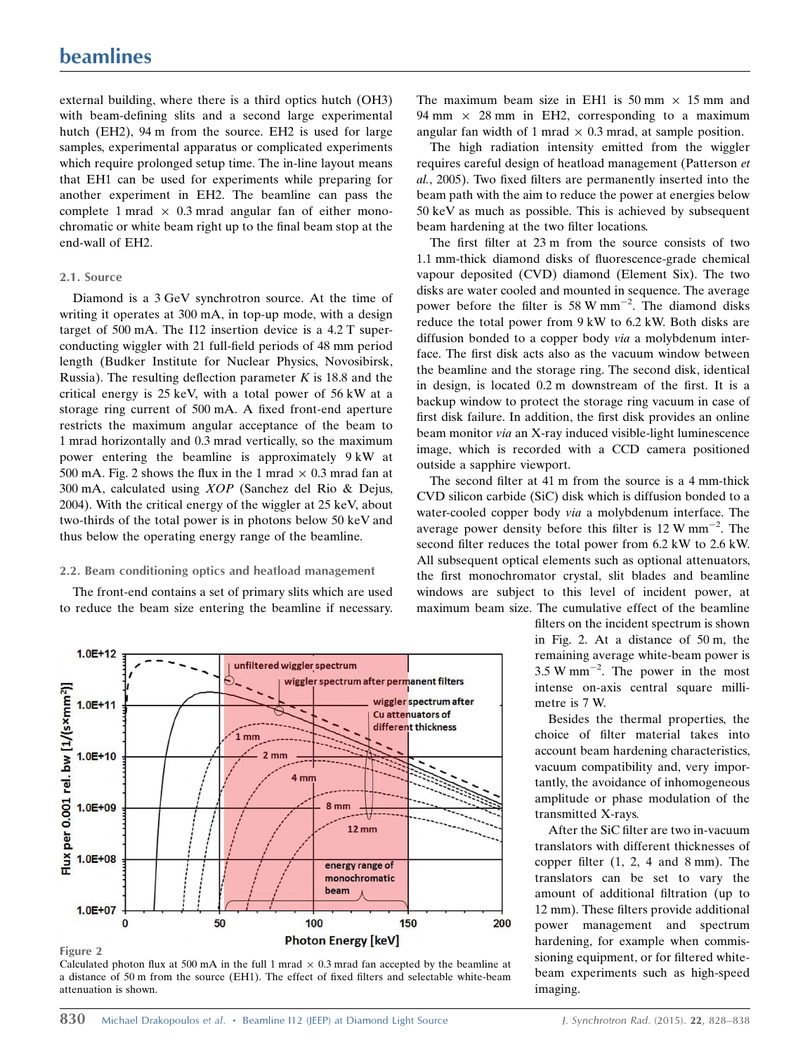external building, where there is a third optics hutch (OH3) with beam-defining slits and a second large experimental hutch (EH2), 94 m from the source. EH2 is used for large samples, experimental apparatus or complicated experiments which require prolonged setup time. The in-line layout means that EH1 can be used for experiments while preparing for another experiment in EH2. The beamline can pass the complete 1 mrad × 0.3 mrad angular fan of either monochromatic or white beam right up to the final beam stop at the end-wall of EH2.

### 2.1. Source

Diamond is a 3 GeV synchrotron source. At the time of writing it operates at 300 mA, in top-up mode, with a design target of 500 mA. The I12 insertion device is a 4.2 T superconducting wiggler with 21 full-field periods of 48 mm period length (Budker Institute for Nuclear Physics, Novosibirsk, Russia). The resulting deflection parameter $K$ is 18.8 and the critical energy is 25 keV, with a total power of 56 kW at a storage ring current of 500 mA. A fixed front-end aperture restricts the maximum angular acceptance of the beam to 1 mrad horizontally and 0.3 mrad vertically, so the maximum power entering the beamline is approximately 9 kW at 500 mA. Fig. 2 shows the flux in the 1 mrad × 0.3 mrad fan at 300 mA, calculated using *XOP* (Sanchez del Rio & Dejus, 2004). With the critical energy of the wiggler at 25 keV, about two-thirds of the total power is in photons below 50 keV and thus below the operating energy range of the beamline.

### 2.2. Beam conditioning optics and heatload management

The front-end contains a set of primary slits which are used to reduce the beam size entering the beamline if necessary. The maximum beam size in EH1 is 50 mm × 15 mm and 94 mm × 28 mm in EH2, corresponding to a maximum angular fan width of 1 mrad × 0.3 mrad, at sample position.

The high radiation intensity emitted from the wiggler requires careful design of heatload management (Patterson *et al.*, 2005). Two fixed filters are permanently inserted into the beam path with the aim to reduce the power at energies below 50 keV as much as possible. This is achieved by subsequent beam hardening at the two filter locations.

The first filter at 23 m from the source consists of two 1.1 mm-thick diamond disks of fluorescence-grade chemical vapour deposited (CVD) diamond (Element Six). The two disks are water cooled and mounted in sequence. The average power before the filter is 58 W mm$^{-2}$. The diamond disks reduce the total power from 9 kW to 6.2 kW. Both disks are diffusion bonded to a copper body *via* a molybdenum interface. The first disk acts also as the vacuum window between the beamline and the storage ring. The second disk, identical in design, is located 0.2 m downstream of the first. It is a backup window to protect the storage ring vacuum in case of first disk failure. In addition, the first disk provides an online beam monitor *via* an X-ray induced visible-light luminescence image, which is recorded with a CCD camera positioned outside a sapphire viewport.

The second filter at 41 m from the source is a 4 mm-thick CVD silicon carbide (SiC) disk which is diffusion bonded to a water-cooled copper body *via* a molybdenum interface. The average power density before this filter is 12 W mm$^{-2}$. The second filter reduces the total power from 6.2 kW to 2.6 kW. All subsequent optical elements such as optional attenuators, the first monochromator crystal, slit blades and beamline windows are subject to this level of incident power, at maximum beam size. The cumulative effect of the beamline filters on the incident spectrum is shown in Fig. 2. At a distance of 50 m, the remaining average white-beam power is 3.5 W mm$^{-2}$. The power in the most intense on-axis central square millimetre is 7 W.

Besides the thermal properties, the choice of filter material takes into account beam hardening characteristics, vacuum compatibility and, very importantly, the avoidance of inhomogeneous amplitude or phase modulation of the transmitted X-rays.

After the SiC filter are two in-vacuum translators with different thicknesses of copper filter (1, 2, 4 and 8 mm). The translators can be set to vary the amount of additional filtration (up to 12 mm). These filters provide additional power management and spectrum hardening, for example when commissioning equipment, or for filtered white-beam experiments such as high-speed imaging.

**Figure 2**
Calculated photon flux at 500 mA in the full 1 mrad × 0.3 mrad fan accepted by the beamline at a distance of 50 m from the source (EH1). The effect of fixed filters and selectable white-beam attenuation is shown.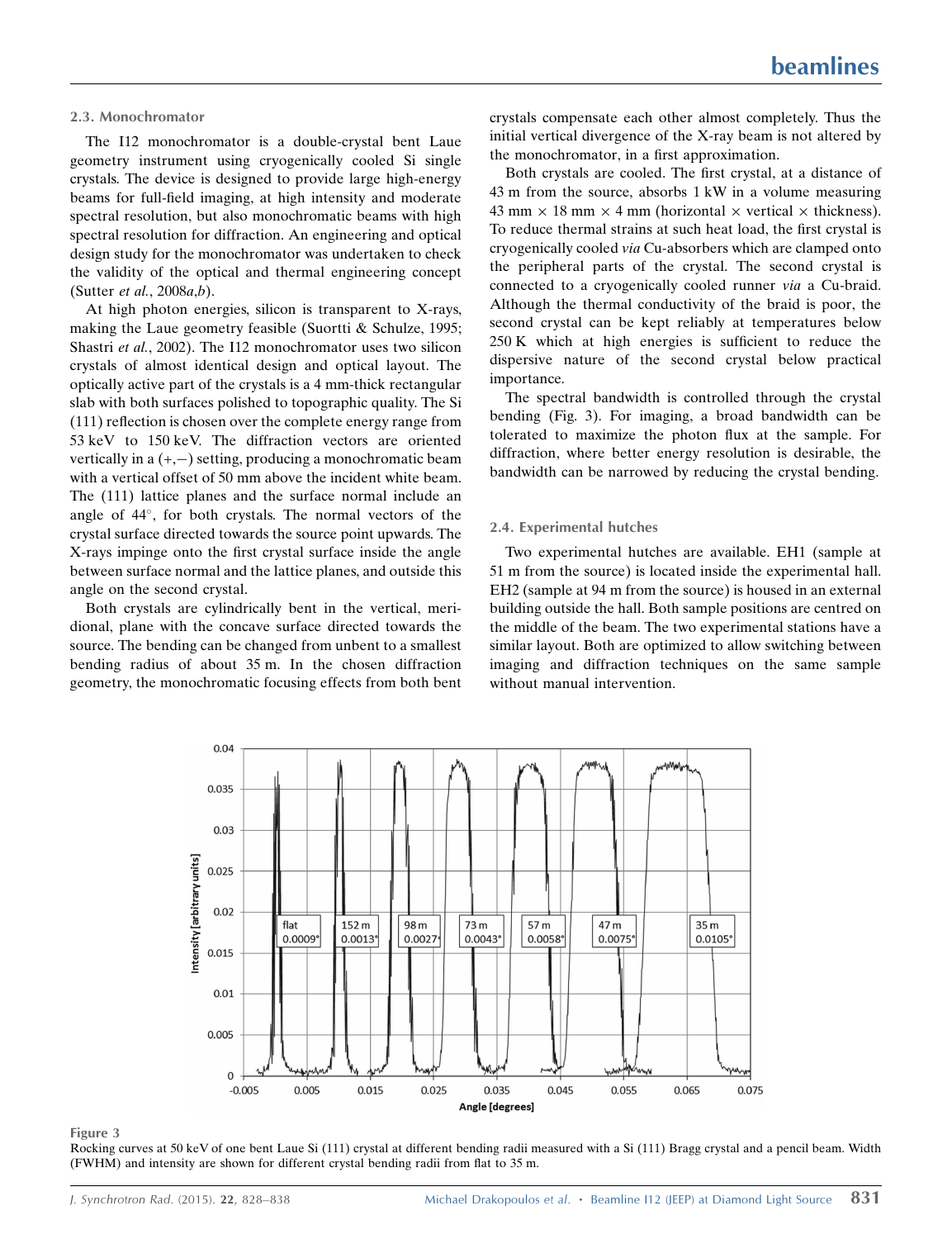### 2.3. Monochromator

The I12 monochromator is a double-crystal bent Laue geometry instrument using cryogenically cooled Si single crystals. The device is designed to provide large high-energy beams for full-field imaging, at high intensity and moderate spectral resolution, but also monochromatic beams with high spectral resolution for diffraction. An engineering and optical design study for the monochromator was undertaken to check the validity of the optical and thermal engineering concept (Sutter *et al.*, 2008*a*,*b*).

At high photon energies, silicon is transparent to X-rays, making the Laue geometry feasible (Suortti & Schulze, 1995; Shastri *et al.*, 2002). The I12 monochromator uses two silicon crystals of almost identical design and optical layout. The optically active part of the crystals is a 4 mm-thick rectangular slab with both surfaces polished to topographic quality. The Si (111) reflection is chosen over the complete energy range from 53 keV to 150 keV. The diffraction vectors are oriented vertically in a (+,−) setting, producing a monochromatic beam with a vertical offset of 50 mm above the incident white beam. The (111) lattice planes and the surface normal include an angle of 44°, for both crystals. The normal vectors of the crystal surface directed towards the source point upwards. The X-rays impinge onto the first crystal surface inside the angle between surface normal and the lattice planes, and outside this angle on the second crystal.

Both crystals are cylindrically bent in the vertical, meridional, plane with the concave surface directed towards the source. The bending can be changed from unbent to a smallest bending radius of about 35 m. In the chosen diffraction geometry, the monochromatic focusing effects from both bent crystals compensate each other almost completely. Thus the initial vertical divergence of the X-ray beam is not altered by the monochromator, in a first approximation.

Both crystals are cooled. The first crystal, at a distance of 43 m from the source, absorbs 1 kW in a volume measuring 43 mm × 18 mm × 4 mm (horizontal × vertical × thickness). To reduce thermal strains at such heat load, the first crystal is cryogenically cooled *via* Cu-absorbers which are clamped onto the peripheral parts of the crystal. The second crystal is connected to a cryogenically cooled runner *via* a Cu-braid. Although the thermal conductivity of the braid is poor, the second crystal can be kept reliably at temperatures below 250 K which at high energies is sufficient to reduce the dispersive nature of the second crystal below practical importance.

The spectral bandwidth is controlled through the crystal bending (Fig. 3). For imaging, a broad bandwidth can be tolerated to maximize the photon flux at the sample. For diffraction, where better energy resolution is desirable, the bandwidth can be narrowed by reducing the crystal bending.

### 2.4. Experimental hutches

Two experimental hutches are available. EH1 (sample at 51 m from the source) is located inside the experimental hall. EH2 (sample at 94 m from the source) is housed in an external building outside the hall. Both sample positions are centred on the middle of the beam. The two experimental stations have a similar layout. Both are optimized to allow switching between imaging and diffraction techniques on the same sample without manual intervention.

**Figure 3**
Rocking curves at 50 keV of one bent Laue Si (111) crystal at different bending radii measured with a Si (111) Bragg crystal and a pencil beam. Width (FWHM) and intensity are shown for different crystal bending radii from flat to 35 m.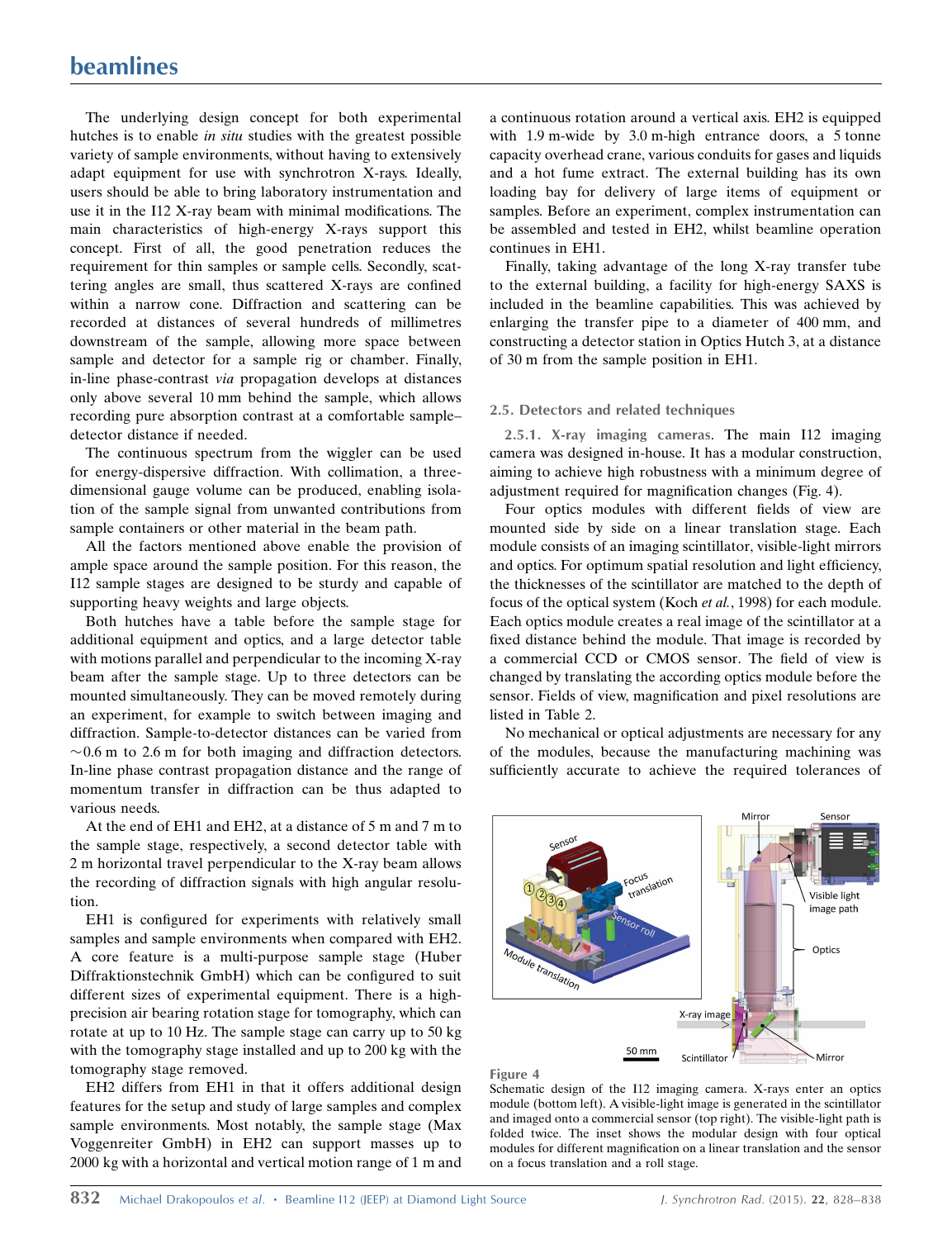The underlying design concept for both experimental hutches is to enable *in situ* studies with the greatest possible variety of sample environments, without having to extensively adapt equipment for use with synchrotron X-rays. Ideally, users should be able to bring laboratory instrumentation and use it in the I12 X-ray beam with minimal modifications. The main characteristics of high-energy X-rays support this concept. First of all, the good penetration reduces the requirement for thin samples or sample cells. Secondly, scattering angles are small, thus scattered X-rays are confined within a narrow cone. Diffraction and scattering can be recorded at distances of several hundreds of millimetres downstream of the sample, allowing more space between sample and detector for a sample rig or chamber. Finally, in-line phase-contrast *via* propagation develops at distances only above several 10 mm behind the sample, which allows recording pure absorption contrast at a comfortable sample–detector distance if needed.

The continuous spectrum from the wiggler can be used for energy-dispersive diffraction. With collimation, a three-dimensional gauge volume can be produced, enabling isolation of the sample signal from unwanted contributions from sample containers or other material in the beam path.

All the factors mentioned above enable the provision of ample space around the sample position. For this reason, the I12 sample stages are designed to be sturdy and capable of supporting heavy weights and large objects.

Both hutches have a table before the sample stage for additional equipment and optics, and a large detector table with motions parallel and perpendicular to the incoming X-ray beam after the sample stage. Up to three detectors can be mounted simultaneously. They can be moved remotely during an experiment, for example to switch between imaging and diffraction. Sample-to-detector distances can be varied from ~0.6 m to 2.6 m for both imaging and diffraction detectors. In-line phase contrast propagation distance and the range of momentum transfer in diffraction can be thus adapted to various needs.

At the end of EH1 and EH2, at a distance of 5 m and 7 m to the sample stage, respectively, a second detector table with 2 m horizontal travel perpendicular to the X-ray beam allows the recording of diffraction signals with high angular resolution.

EH1 is configured for experiments with relatively small samples and sample environments when compared with EH2. A core feature is a multi-purpose sample stage (Huber Diffraktionstechnik GmbH) which can be configured to suit different sizes of experimental equipment. There is a high-precision air bearing rotation stage for tomography, which can rotate at up to 10 Hz. The sample stage can carry up to 50 kg with the tomography stage installed and up to 200 kg with the tomography stage removed.

EH2 differs from EH1 in that it offers additional design features for the setup and study of large samples and complex sample environments. Most notably, the sample stage (Max Voggenreiter GmbH) in EH2 can support masses up to 2000 kg with a horizontal and vertical motion range of 1 m and a continuous rotation around a vertical axis. EH2 is equipped with 1.9 m-wide by 3.0 m-high entrance doors, a 5 tonne capacity overhead crane, various conduits for gases and liquids and a hot fume extract. The external building has its own loading bay for delivery of large items of equipment or samples. Before an experiment, complex instrumentation can be assembled and tested in EH2, whilst beamline operation continues in EH1.

Finally, taking advantage of the long X-ray transfer tube to the external building, a facility for high-energy SAXS is included in the beamline capabilities. This was achieved by enlarging the transfer pipe to a diameter of 400 mm, and constructing a detector station in Optics Hutch 3, at a distance of 30 m from the sample position in EH1.

## 2.5. Detectors and related techniques

### 2.5.1. X-ray imaging cameras.

The main I12 imaging camera was designed in-house. It has a modular construction, aiming to achieve high robustness with a minimum degree of adjustment required for magnification changes (Fig. 4).

Four optics modules with different fields of view are mounted side by side on a linear translation stage. Each module consists of an imaging scintillator, visible-light mirrors and optics. For optimum spatial resolution and light efficiency, the thicknesses of the scintillator are matched to the depth of focus of the optical system (Koch *et al.*, 1998) for each module. Each optics module creates a real image of the scintillator at a fixed distance behind the module. That image is recorded by a commercial CCD or CMOS sensor. The field of view is changed by translating the according optics module before the sensor. Fields of view, magnification and pixel resolutions are listed in Table 2.

No mechanical or optical adjustments are necessary for any of the modules, because the manufacturing machining was sufficiently accurate to achieve the required tolerances of

**Figure 4**
Schematic design of the I12 imaging camera. X-rays enter an optics module (bottom left). A visible-light image is generated in the scintillator and imaged onto a commercial sensor (top right). The visible-light path is folded twice. The inset shows the modular design with four optical modules for different magnification on a linear translation stage and the sensor on a focus translation and a roll stage.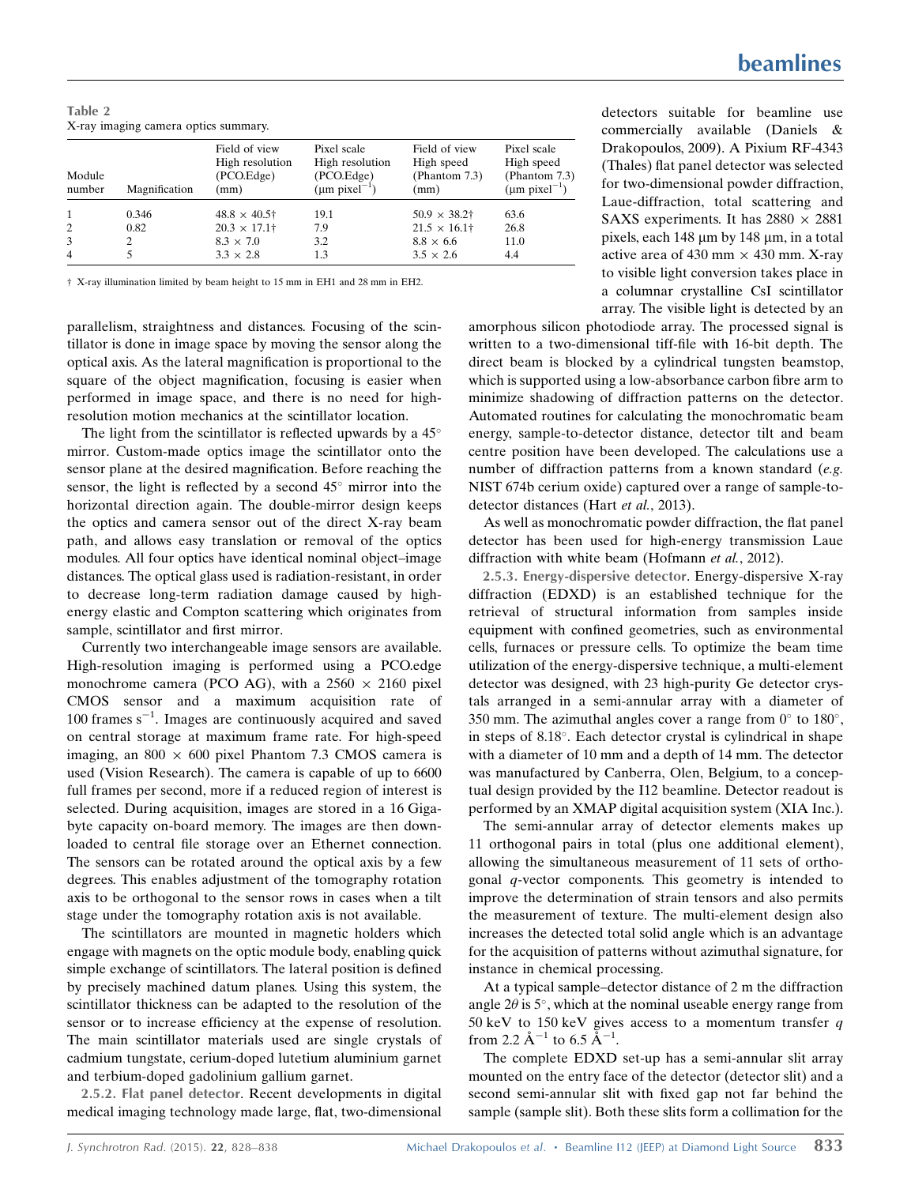**Table 2**
X-ray imaging camera optics summary.

| Module number | Magnification | Field of view High resolution (PCO.Edge) (mm) | Pixel scale High resolution (PCO.Edge) (μm pixel$^{-1}$) | Field of view High speed (Phantom 7.3) (mm) | Pixel scale High speed (Phantom 7.3) (μm pixel$^{-1}$) |
|---|---|---|---|---|---|
| 1 | 0.346 | 48.8 × 40.5† | 19.1 | 50.9 × 38.2† | 63.6 |
| 2 | 0.82 | 20.3 × 17.1† | 7.9 | 21.5 × 16.1† | 26.8 |
| 3 | 2 | 8.3 × 7.0 | 3.2 | 8.8 × 6.6 | 11.0 |
| 4 | 5 | 3.3 × 2.8 | 1.3 | 3.5 × 2.6 | 4.4 |

† X-ray illumination limited by beam height to 15 mm in EH1 and 28 mm in EH2.

parallelism, straightness and distances. Focusing of the scintillator is done in image space by moving the sensor along the optical axis. As the lateral magnification is proportional to the square of the object magnification, focusing is easier when performed in image space, and there is no need for high-resolution motion mechanics at the scintillator location.

The light from the scintillator is reflected upwards by a 45° mirror. Custom-made optics image the scintillator onto the sensor plane at the desired magnification. Before reaching the sensor, the light is reflected by a second 45° mirror into the horizontal direction again. The double-mirror design keeps the optics and camera sensor out of the direct X-ray beam path, and allows easy translation or removal of the optics modules. All four optics have identical nominal object–image distances. The optical glass used is radiation-resistant, in order to decrease long-term radiation damage caused by high-energy elastic and Compton scattering which originates from sample, scintillator and first mirror.

Currently two interchangeable image sensors are available. High-resolution imaging is performed using a PCO.edge monochrome camera (PCO AG), with a 2560 × 2160 pixel CMOS sensor and a maximum acquisition rate of 100 frames s$^{-1}$. Images are continuously acquired and saved on central storage at maximum frame rate. For high-speed imaging, an 800 × 600 pixel Phantom 7.3 CMOS camera is used (Vision Research). The camera is capable of up to 6600 full frames per second, more if a reduced region of interest is selected. During acquisition, images are stored in a 16 Gigabyte capacity on-board memory. The images are then downloaded to central file storage over an Ethernet connection. The sensors can be rotated around the optical axis by a few degrees. This enables adjustment of the tomography rotation axis to be orthogonal to the sensor rows in cases when a tilt stage under the tomography rotation axis is not available.

The scintillators are mounted in magnetic holders which engage with magnets on the optic module body, enabling quick simple exchange of scintillators. The lateral position is defined by precisely machined datum planes. Using this system, the scintillator thickness can be adapted to the resolution of the sensor or to increase efficiency at the expense of resolution. The main scintillator materials used are single crystals of cadmium tungstate, cerium-doped lutetium aluminium garnet and terbium-doped gadolinium gallium garnet.

**2.5.2. Flat panel detector.** Recent developments in digital medical imaging technology made large, flat, two-dimensional detectors suitable for beamline use commercially available (Daniels & Drakopoulos, 2009). A Pixium RF-4343 (Thales) flat panel detector was selected for two-dimensional powder diffraction, Laue-diffraction, total scattering and SAXS experiments. It has 2880 × 2881 pixels, each 148 μm by 148 μm, in a total active area of 430 mm × 430 mm. X-ray to visible light conversion takes place in a columnar crystalline CsI scintillator array. The visible light is detected by an amorphous silicon photodiode array. The processed signal is written to a two-dimensional tiff-file with 16-bit depth. The direct beam is blocked by a cylindrical tungsten beamstop, which is supported using a low-absorbance carbon fibre arm to minimize shadowing of diffraction patterns on the detector. Automated routines for calculating the monochromatic beam energy, sample-to-detector distance, detector tilt and beam centre position have been developed. The calculations use a number of diffraction patterns from a known standard (*e.g.* NIST 674b cerium oxide) captured over a range of sample-to-detector distances (Hart *et al.*, 2013).

As well as monochromatic powder diffraction, the flat panel detector has been used for high-energy transmission Laue diffraction with white beam (Hofmann *et al.*, 2012).

**2.5.3. Energy-dispersive detector.** Energy-dispersive X-ray diffraction (EDXD) is an established technique for the retrieval of structural information from samples inside equipment with confined geometries, such as environmental cells, furnaces or pressure cells. To optimize the beam time utilization of the energy-dispersive technique, a multi-element detector was designed, with 23 high-purity Ge detector crystals arranged in a semi-annular array with a diameter of 350 mm. The azimuthal angles cover a range from 0° to 180°, in steps of 8.18°. Each detector crystal is cylindrical in shape with a diameter of 10 mm and a depth of 14 mm. The detector was manufactured by Canberra, Olen, Belgium, to a conceptual design provided by the I12 beamline. Detector readout is performed by an XMAP digital acquisition system (XIA Inc.).

The semi-annular array of detector elements makes up 11 orthogonal pairs in total (plus one additional element), allowing the simultaneous measurement of 11 sets of orthogonal *q*-vector components. This geometry is intended to improve the determination of strain tensors and also permits the measurement of texture. The multi-element design also increases the detected total solid angle which is an advantage for the acquisition of patterns without azimuthal signature, for instance in chemical processing.

At a typical sample–detector distance of 2 m the diffraction angle $2\theta$ is 5°, which at the nominal useable energy range from 50 keV to 150 keV gives access to a momentum transfer $q$ from 2.2 Å$^{-1}$ to 6.5 Å$^{-1}$.

The complete EDXD set-up has a semi-annular slit array mounted on the entry face of the detector (detector slit) and a second semi-annular slit with fixed gap not far behind the sample (sample slit). Both these slits form a collimation for the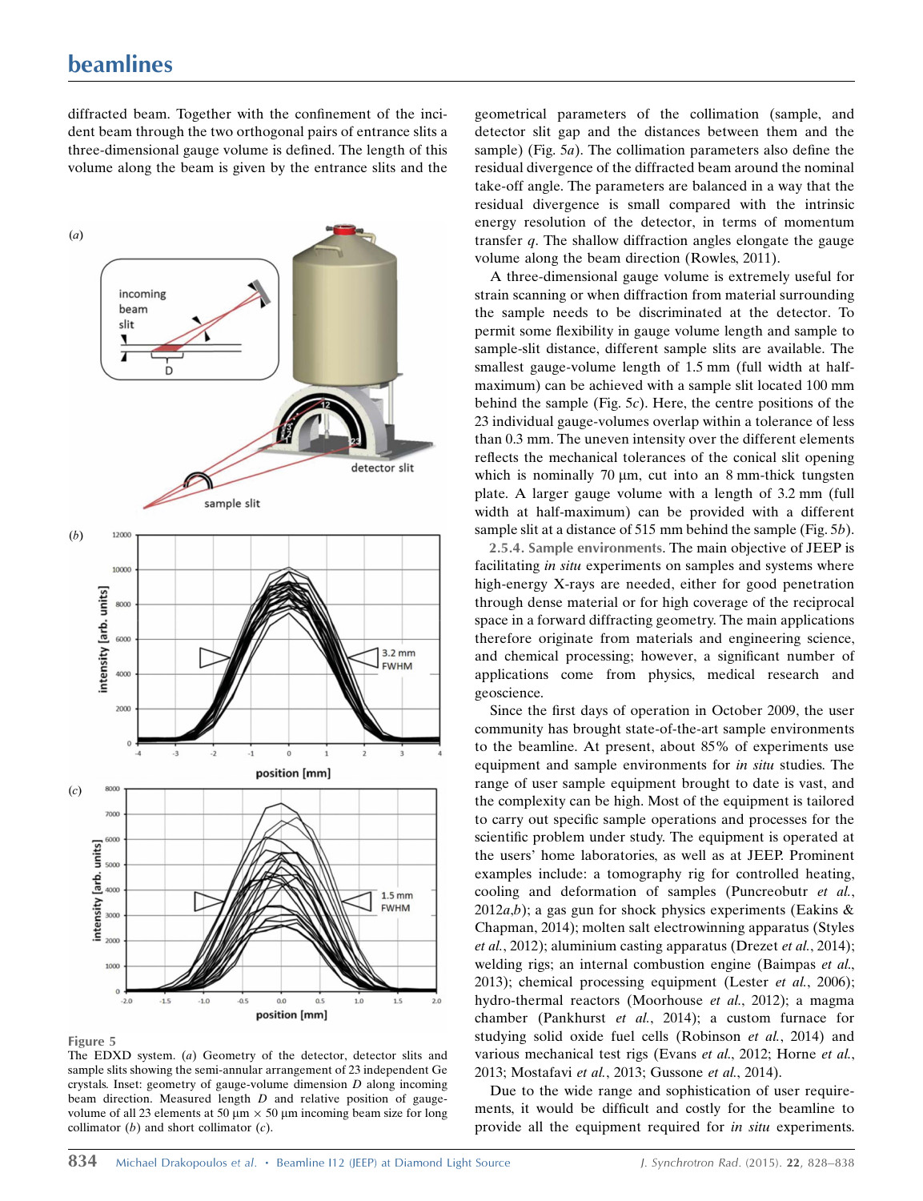diffracted beam. Together with the confinement of the incident beam through the two orthogonal pairs of entrance slits a three-dimensional gauge volume is defined. The length of this volume along the beam is given by the entrance slits and the geometrical parameters of the collimation (sample, and detector slit gap and the distances between them and the sample) (Fig. 5*a*). The collimation parameters also define the residual divergence of the diffracted beam around the nominal take-off angle. The parameters are balanced in a way that the residual divergence is small compared with the intrinsic energy resolution of the detector, in terms of momentum transfer $q$. The shallow diffraction angles elongate the gauge volume along the beam direction (Rowles, 2011).

A three-dimensional gauge volume is extremely useful for strain scanning or when diffraction from material surrounding the sample needs to be discriminated at the detector. To permit some flexibility in gauge volume length and sample to sample-slit distance, different sample slits are available. The smallest gauge-volume length of 1.5 mm (full width at half-maximum) can be achieved with a sample slit located 100 mm behind the sample (Fig. 5*c*). Here, the centre positions of the 23 individual gauge-volumes overlap within a tolerance of less than 0.3 mm. The uneven intensity over the different elements reflects the mechanical tolerances of the conical slit opening which is nominally 70 µm, cut into an 8 mm-thick tungsten plate. A larger gauge volume with a length of 3.2 mm (full width at half-maximum) can be provided with a different sample slit at a distance of 515 mm behind the sample (Fig. 5*b*).

Figure 5
The EDXD system. (*a*) Geometry of the detector, detector slits and sample slits showing the semi-annular arrangement of 23 independent Ge crystals. Inset: geometry of gauge-volume dimension $D$ along incoming beam direction. Measured length $D$ and relative position of gauge-volume of all 23 elements at 50 µm × 50 µm incoming beam size for long collimator (*b*) and short collimator (*c*).

#### 2.5.4. Sample environments

The main objective of JEEP is facilitating *in situ* experiments on samples and systems where high-energy X-rays are needed, either for good penetration through dense material or for high coverage of the reciprocal space in a forward diffracting geometry. The main applications therefore originate from materials and engineering science, and chemical processing; however, a significant number of applications come from physics, medical research and geoscience.

Since the first days of operation in October 2009, the user community has brought state-of-the-art sample environments to the beamline. At present, about 85% of experiments use equipment and sample environments for *in situ* studies. The range of user sample equipment brought to date is vast, and the complexity can be high. Most of the equipment is tailored to carry out specific sample operations and processes for the scientific problem under study. The equipment is operated at the users' home laboratories, as well as at JEEP. Prominent examples include: a tomography rig for controlled heating, cooling and deformation of samples (Puncreobutr *et al.*, 2012*a*,*b*); a gas gun for shock physics experiments (Eakins & Chapman, 2014); molten salt electrowinning apparatus (Styles *et al.*, 2012); aluminium casting apparatus (Drezet *et al.*, 2014); welding rigs; an internal combustion engine (Baimpas *et al.*, 2013); chemical processing equipment (Lester *et al.*, 2006); hydro-thermal reactors (Moorhouse *et al.*, 2012); a magma chamber (Pankhurst *et al.*, 2014); a custom furnace for studying solid oxide fuel cells (Robinson *et al.*, 2014) and various mechanical test rigs (Evans *et al.*, 2012; Horne *et al.*, 2013; Mostafavi *et al.*, 2013; Gussone *et al.*, 2014).

Due to the wide range and sophistication of user requirements, it would be difficult and costly for the beamline to provide all the equipment required for *in situ* experiments.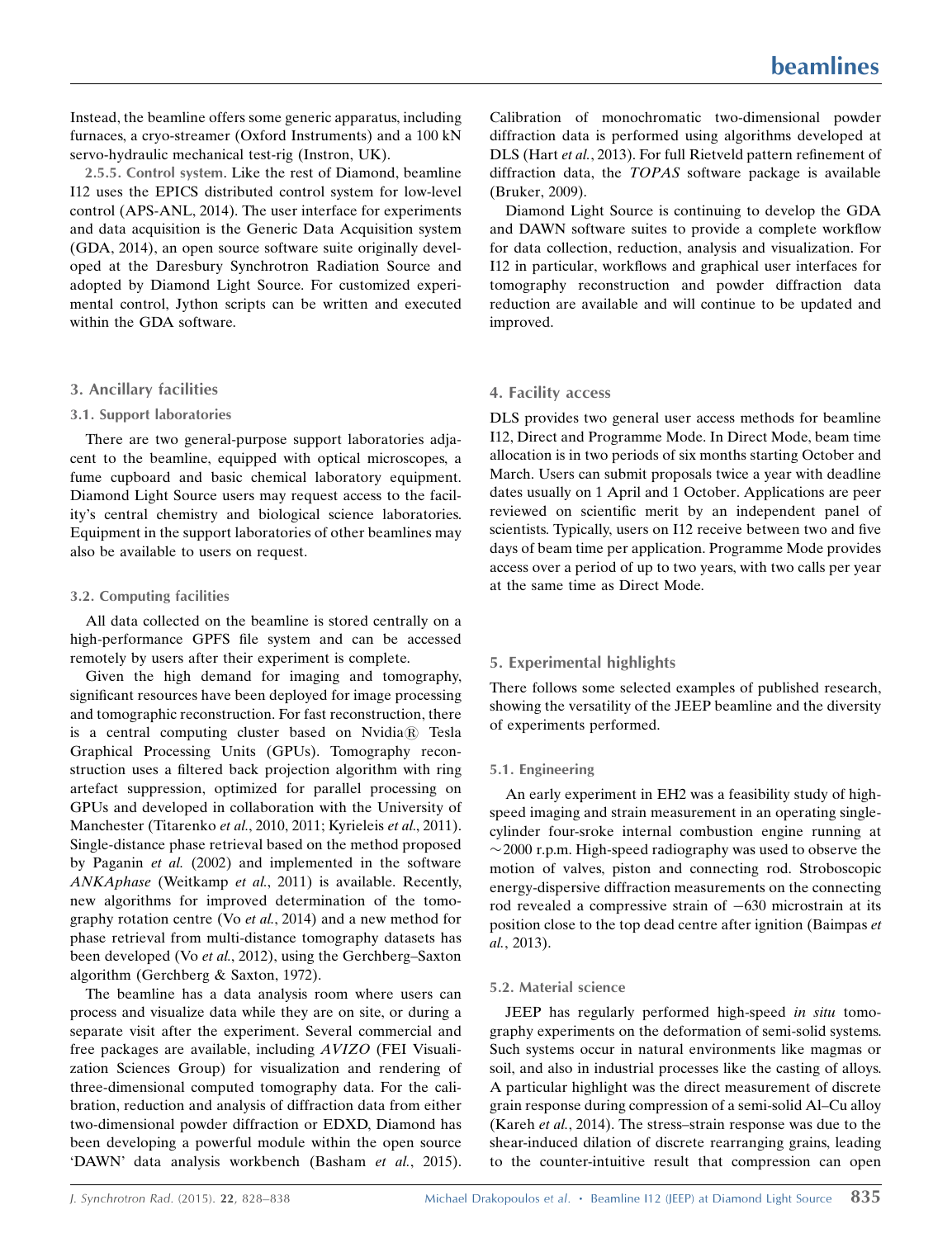Instead, the beamline offers some generic apparatus, including furnaces, a cryo-streamer (Oxford Instruments) and a 100 kN servo-hydraulic mechanical test-rig (Instron, UK).

2.5.5. Control system. Like the rest of Diamond, beamline I12 uses the EPICS distributed control system for low-level control (APS-ANL, 2014). The user interface for experiments and data acquisition is the Generic Data Acquisition system (GDA, 2014), an open source software suite originally developed at the Daresbury Synchrotron Radiation Source and adopted by Diamond Light Source. For customized experimental control, Jython scripts can be written and executed within the GDA software.

## 3. Ancillary facilities

### 3.1. Support laboratories

There are two general-purpose support laboratories adjacent to the beamline, equipped with optical microscopes, a fume cupboard and basic chemical laboratory equipment. Diamond Light Source users may request access to the facility's central chemistry and biological science laboratories. Equipment in the support laboratories of other beamlines may also be available to users on request.

### 3.2. Computing facilities

All data collected on the beamline is stored centrally on a high-performance GPFS file system and can be accessed remotely by users after their experiment is complete.

Given the high demand for imaging and tomography, significant resources have been deployed for image processing and tomographic reconstruction. For fast reconstruction, there is a central computing cluster based on Nvidia® Tesla Graphical Processing Units (GPUs). Tomography reconstruction uses a filtered back projection algorithm with ring artefact suppression, optimized for parallel processing on GPUs and developed in collaboration with the University of Manchester (Titarenko *et al.*, 2010, 2011; Kyrieleis *et al.*, 2011). Single-distance phase retrieval based on the method proposed by Paganin *et al.* (2002) and implemented in the software *ANKAphase* (Weitkamp *et al.*, 2011) is available. Recently, new algorithms for improved determination of the tomography rotation centre (Vo *et al.*, 2014) and a new method for phase retrieval from multi-distance tomography datasets has been developed (Vo *et al.*, 2012), using the Gerchberg–Saxton algorithm (Gerchberg & Saxton, 1972).

The beamline has a data analysis room where users can process and visualize data while they are on site, or during a separate visit after the experiment. Several commercial and free packages are available, including *AVIZO* (FEI Visualization Sciences Group) for visualization and rendering of three-dimensional computed tomography data. For the calibration, reduction and analysis of diffraction data from either two-dimensional powder diffraction or EDXD, Diamond has been developing a powerful module within the open source 'DAWN' data analysis workbench (Basham *et al.*, 2015). Calibration of monochromatic two-dimensional powder diffraction data is performed using algorithms developed at DLS (Hart *et al.*, 2013). For full Rietveld pattern refinement of diffraction data, the *TOPAS* software package is available (Bruker, 2009).

Diamond Light Source is continuing to develop the GDA and DAWN software suites to provide a complete workflow for data collection, reduction, analysis and visualization. For I12 in particular, workflows and graphical user interfaces for tomography reconstruction and powder diffraction data reduction are available and will continue to be updated and improved.

## 4. Facility access

DLS provides two general user access methods for beamline I12, Direct and Programme Mode. In Direct Mode, beam time allocation is in two periods of six months starting October and March. Users can submit proposals twice a year with deadline dates usually on 1 April and 1 October. Applications are peer reviewed on scientific merit by an independent panel of scientists. Typically, users on I12 receive between two and five days of beam time per application. Programme Mode provides access over a period of up to two years, with two calls per year at the same time as Direct Mode.

## 5. Experimental highlights

There follows some selected examples of published research, showing the versatility of the JEEP beamline and the diversity of experiments performed.

### 5.1. Engineering

An early experiment in EH2 was a feasibility study of high-speed imaging and strain measurement in an operating single-cylinder four-sroke internal combustion engine running at ~2000 r.p.m. High-speed radiography was used to observe the motion of valves, piston and connecting rod. Stroboscopic energy-dispersive diffraction measurements on the connecting rod revealed a compressive strain of −630 microstrain at its position close to the top dead centre after ignition (Baimpas *et al.*, 2013).

### 5.2. Material science

JEEP has regularly performed high-speed *in situ* tomography experiments on the deformation of semi-solid systems. Such systems occur in natural environments like magmas or soil, and also in industrial processes like the casting of alloys. A particular highlight was the direct measurement of discrete grain response during compression of a semi-solid Al–Cu alloy (Kareh *et al.*, 2014). The stress–strain response was due to the shear-induced dilation of discrete rearranging grains, leading to the counter-intuitive result that compression can open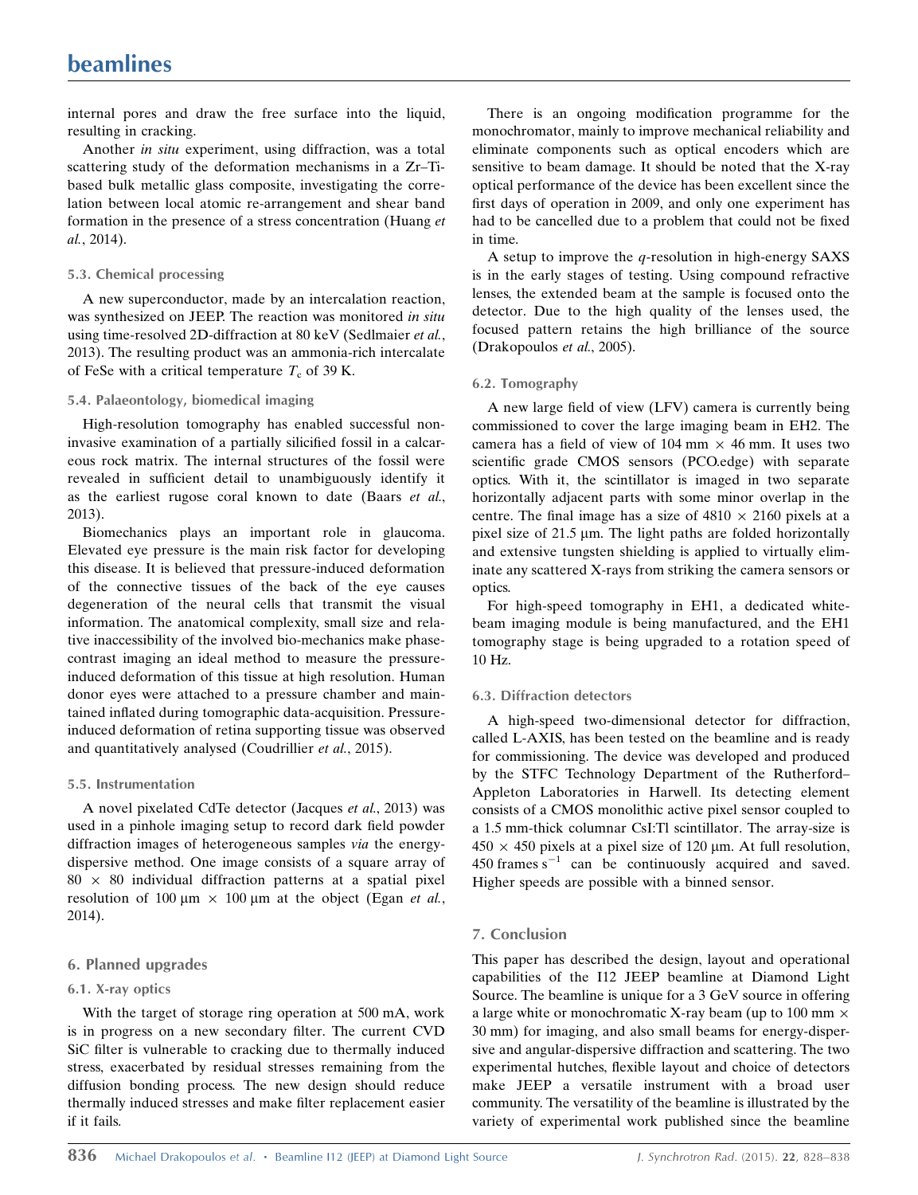internal pores and draw the free surface into the liquid, resulting in cracking.

Another *in situ* experiment, using diffraction, was a total scattering study of the deformation mechanisms in a Zr–Ti-based bulk metallic glass composite, investigating the correlation between local atomic re-arrangement and shear band formation in the presence of a stress concentration (Huang *et al.*, 2014).

### 5.3. Chemical processing

A new superconductor, made by an intercalation reaction, was synthesized on JEEP. The reaction was monitored *in situ* using time-resolved 2D-diffraction at 80 keV (Sedlmaier *et al.*, 2013). The resulting product was an ammonia-rich intercalate of FeSe with a critical temperature $T_c$ of 39 K.

### 5.4. Palaeontology, biomedical imaging

High-resolution tomography has enabled successful non-invasive examination of a partially silicified fossil in a calcareous rock matrix. The internal structures of the fossil were revealed in sufficient detail to unambiguously identify it as the earliest rugose coral known to date (Baars *et al.*, 2013).

Biomechanics plays an important role in glaucoma. Elevated eye pressure is the main risk factor for developing this disease. It is believed that pressure-induced deformation of the connective tissues of the back of the eye causes degeneration of the neural cells that transmit the visual information. The anatomical complexity, small size and relative inaccessibility of the involved bio-mechanics make phase-contrast imaging an ideal method to measure the pressure-induced deformation of this tissue at high resolution. Human donor eyes were attached to a pressure chamber and maintained inflated during tomographic data-acquisition. Pressure-induced deformation of retina supporting tissue was observed and quantitatively analysed (Coudrillier *et al.*, 2015).

### 5.5. Instrumentation

A novel pixelated CdTe detector (Jacques *et al.*, 2013) was used in a pinhole imaging setup to record dark field powder diffraction images of heterogeneous samples *via* the energy-dispersive method. One image consists of a square array of $80 \times 80$ individual diffraction patterns at a spatial pixel resolution of $100\ \mu m \times 100\ \mu m$ at the object (Egan *et al.*, 2014).

## 6. Planned upgrades

### 6.1. X-ray optics

With the target of storage ring operation at 500 mA, work is in progress on a new secondary filter. The current CVD SiC filter is vulnerable to cracking due to thermally induced stress, exacerbated by residual stresses remaining from the diffusion bonding process. The new design should reduce thermally induced stresses and make filter replacement easier if it fails.

There is an ongoing modification programme for the monochromator, mainly to improve mechanical reliability and eliminate components such as optical encoders which are sensitive to beam damage. It should be noted that the X-ray optical performance of the device has been excellent since the first days of operation in 2009, and only one experiment has had to be cancelled due to a problem that could not be fixed in time.

A setup to improve the $q$-resolution in high-energy SAXS is in the early stages of testing. Using compound refractive lenses, the extended beam at the sample is focused onto the detector. Due to the high quality of the lenses used, the focused pattern retains the high brilliance of the source (Drakopoulos *et al.*, 2005).

### 6.2. Tomography

A new large field of view (LFV) camera is currently being commissioned to cover the large imaging beam in EH2. The camera has a field of view of $104\ mm \times 46\ mm$. It uses two scientific grade CMOS sensors (PCO.edge) with separate optics. With it, the scintillator is imaged in two separate horizontally adjacent parts with some minor overlap in the centre. The final image has a size of $4810 \times 2160$ pixels at a pixel size of 21.5 µm. The light paths are folded horizontally and extensive tungsten shielding is applied to virtually eliminate any scattered X-rays from striking the camera sensors or optics.

For high-speed tomography in EH1, a dedicated white-beam imaging module is being manufactured, and the EH1 tomography stage is being upgraded to a rotation speed of 10 Hz.

### 6.3. Diffraction detectors

A high-speed two-dimensional detector for diffraction, called L-AXIS, has been tested on the beamline and is ready for commissioning. The device was developed and produced by the STFC Technology Department of the Rutherford–Appleton Laboratories in Harwell. Its detecting element consists of a CMOS monolithic active pixel sensor coupled to a 1.5 mm-thick columnar CsI:Tl scintillator. The array-size is $450 \times 450$ pixels at a pixel size of 120 µm. At full resolution, 450 frames $s^{-1}$ can be continuously acquired and saved. Higher speeds are possible with a binned sensor.

## 7. Conclusion

This paper has described the design, layout and operational capabilities of the I12 JEEP beamline at Diamond Light Source. The beamline is unique for a 3 GeV source in offering a large white or monochromatic X-ray beam (up to $100\ mm \times 30\ mm$) for imaging, and also small beams for energy-dispersive and angular-dispersive diffraction and scattering. The two experimental hutches, flexible layout and choice of detectors make JEEP a versatile instrument with a broad user community. The versatility of the beamline is illustrated by the variety of experimental work published since the beamline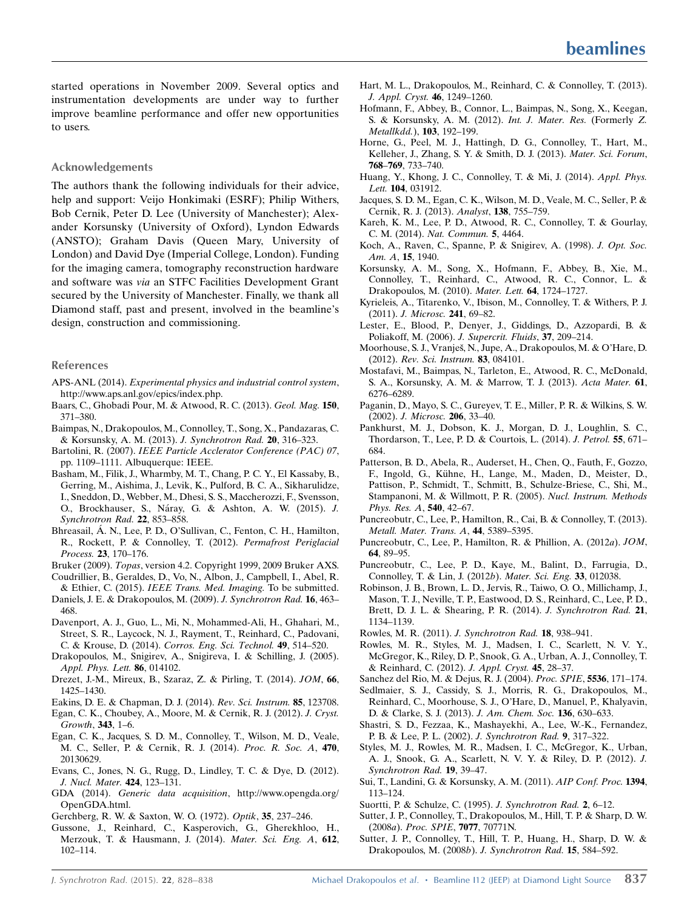started operations in November 2009. Several optics and instrumentation developments are under way to further improve beamline performance and offer new opportunities to users.

## Acknowledgements

The authors thank the following individuals for their advice, help and support: Veijo Honkimaki (ESRF); Philip Withers, Bob Cernik, Peter D. Lee (University of Manchester); Alexander Korsunsky (University of Oxford), Lyndon Edwards (ANSTO); Graham Davis (Queen Mary, University of London) and David Dye (Imperial College, London). Funding for the imaging camera, tomography reconstruction hardware and software was *via* an STFC Facilities Development Grant secured by the University of Manchester. Finally, we thank all Diamond staff, past and present, involved in the beamline's design, construction and commissioning.

## References

APS-ANL (2014). *Experimental physics and industrial control system*, http://www.aps.anl.gov/epics/index.php.

Baars, C., Ghobadi Pour, M. & Atwood, R. C. (2013). *Geol. Mag.* **150**, 371–380.

Baimpas, N., Drakopoulos, M., Connolley, T., Song, X., Pandazaras, C. & Korsunsky, A. M. (2013). *J. Synchrotron Rad.* **20**, 316–323.

Bartolini, R. (2007). *IEEE Particle Acclerator Conference (PAC) 07*, pp. 1109–1111. Albuquerque: IEEE.

Basham, M., Filik, J., Wharmby, M. T., Chang, P. C. Y., El Kassaby, B., Gerring, M., Aishima, J., Levik, K., Pulford, B. C. A., Sikharulidze, I., Sneddon, D., Webber, M., Dhesi, S. S., Maccherozzi, F., Svensson, O., Brockhauser, S., Náray, G. & Ashton, A. W. (2015). *J. Synchrotron Rad.* **22**, 853–858.

Bhreasail, Á. N., Lee, P. D., O'Sullivan, C., Fenton, C. H., Hamilton, R., Rockett, P. & Connolley, T. (2012). *Permafrost Periglacial Process.* **23**, 170–176.

Bruker (2009). *Topas*, version 4.2. Copyright 1999, 2009 Bruker AXS.

Coudrillier, B., Geraldes, D., Vo, N., Albon, J., Campbell, I., Abel, R. & Ethier, C. (2015). *IEEE Trans. Med. Imaging.* To be submitted.

Daniels, J. E. & Drakopoulos, M. (2009). *J. Synchrotron Rad.* **16**, 463–468.

Davenport, A. J., Guo, L., Mi, N., Mohammed-Ali, H., Ghahari, M., Street, S. R., Laycock, N. J., Rayment, T., Reinhard, C., Padovani, C. & Krouse, D. (2014). *Corros. Eng. Sci. Technol.* **49**, 514–520.

Drakopoulos, M., Snigirev, A., Snigireva, I. & Schilling, J. (2005). *Appl. Phys. Lett.* **86**, 014102.

Drezet, J.-M., Mireux, B., Szaraz, Z. & Pirling, T. (2014). *JOM*, **66**, 1425–1430.

Eakins, D. E. & Chapman, D. J. (2014). *Rev. Sci. Instrum.* **85**, 123708.

Egan, C. K., Choubey, A., Moore, M. & Cernik, R. J. (2012). *J. Cryst. Growth*, **343**, 1–6.

Egan, C. K., Jacques, S. D. M., Connolley, T., Wilson, M. D., Veale, M. C., Seller, P. & Cernik, R. J. (2014). *Proc. R. Soc. A*, **470**, 20130629.

Evans, C., Jones, N. G., Rugg, D., Lindley, T. C. & Dye, D. (2012). *J. Nucl. Mater.* **424**, 123–131.

GDA (2014). *Generic data acquisition*, http://www.opengda.org/OpenGDA.html.

Gerchberg, R. W. & Saxton, W. O. (1972). *Optik*, **35**, 237–246.

Gussone, J., Reinhard, C., Kasperovich, G., Gherekhloo, H., Merzouk, T. & Hausmann, J. (2014). *Mater. Sci. Eng. A*, **612**, 102–114.

Hart, M. L., Drakopoulos, M., Reinhard, C. & Connolley, T. (2013). *J. Appl. Cryst.* **46**, 1249–1260.

Hofmann, F., Abbey, B., Connor, L., Baimpas, N., Song, X., Keegan, S. & Korsunsky, A. M. (2012). *Int. J. Mater. Res.* (Formerly *Z. Metallkdd.*), **103**, 192–199.

Horne, G., Peel, M. J., Hattingh, D. G., Connolley, T., Hart, M., Kelleher, J., Zhang, S. Y. & Smith, D. J. (2013). *Mater. Sci. Forum*, **768–769**, 733–740.

Huang, Y., Khong, J. C., Connolley, T. & Mi, J. (2014). *Appl. Phys. Lett.* **104**, 031912.

Jacques, S. D. M., Egan, C. K., Wilson, M. D., Veale, M. C., Seller, P. & Cernik, R. J. (2013). *Analyst*, **138**, 755–759.

Kareh, K. M., Lee, P. D., Atwood, R. C., Connolley, T. & Gourlay, C. M. (2014). *Nat. Commun.* **5**, 4464.

Koch, A., Raven, C., Spanne, P. & Snigirev, A. (1998). *J. Opt. Soc. Am. A*, **15**, 1940.

Korsunsky, A. M., Song, X., Hofmann, F., Abbey, B., Xie, M., Connolley, T., Reinhard, C., Atwood, R. C., Connor, L. & Drakopoulos, M. (2010). *Mater. Lett.* **64**, 1724–1727.

Kyrieleis, A., Titarenko, V., Ibison, M., Connolley, T. & Withers, P. J. (2011). *J. Microsc.* **241**, 69–82.

Lester, E., Blood, P., Denyer, J., Giddings, D., Azzopardi, B. & Poliakoff, M. (2006). *J. Supercrit. Fluids*, **37**, 209–214.

Moorhouse, S. J., Vranješ, N., Jupe, A., Drakopoulos, M. & O'Hare, D. (2012). *Rev. Sci. Instrum.* **83**, 084101.

Mostafavi, M., Baimpas, N., Tarleton, E., Atwood, R. C., McDonald, S. A., Korsunsky, A. M. & Marrow, T. J. (2013). *Acta Mater.* **61**, 6276–6289.

Paganin, D., Mayo, S. C., Gureyev, T. E., Miller, P. R. & Wilkins, S. W. (2002). *J. Microsc.* **206**, 33–40.

Pankhurst, M. J., Dobson, K. J., Morgan, D. J., Loughlin, S. C., Thordarson, T., Lee, P. D. & Courtois, L. (2014). *J. Petrol.* **55**, 671–684.

Patterson, B. D., Abela, R., Auderset, H., Chen, Q., Fauth, F., Gozzo, F., Ingold, G., Kühne, H., Lange, M., Maden, D., Meister, D., Pattison, P., Schmidt, T., Schmitt, B., Schulze-Briese, C., Shi, M., Stampanoni, M. & Willmott, P. R. (2005). *Nucl. Instrum. Methods Phys. Res. A*, **540**, 42–67.

Puncreobutr, C., Lee, P., Hamilton, R., Cai, B. & Connolley, T. (2013). *Metall. Mater. Trans. A*, **44**, 5389–5395.

Puncreobutr, C., Lee, P., Hamilton, R. & Phillion, A. (2012*a*). *JOM*, **64**, 89–95.

Puncreobutr, C., Lee, P. D., Kaye, M., Balint, D., Farrugia, D., Connolley, T. & Lin, J. (2012*b*). *Mater. Sci. Eng.* **33**, 012038.

Robinson, J. B., Brown, L. D., Jervis, R., Taiwo, O. O., Millichamp, J., Mason, T. J., Neville, T. P., Eastwood, D. S., Reinhard, C., Lee, P. D., Brett, D. J. L. & Shearing, P. R. (2014). *J. Synchrotron Rad.* **21**, 1134–1139.

Rowles, M. R. (2011). *J. Synchrotron Rad.* **18**, 938–941.

Rowles, M. R., Styles, M. J., Madsen, I. C., Scarlett, N. V. Y., McGregor, K., Riley, D. P., Snook, G. A., Urban, A. J., Connolley, T. & Reinhard, C. (2012). *J. Appl. Cryst.* **45**, 28–37.

Sanchez del Rio, M. & Dejus, R. J. (2004). *Proc. SPIE*, **5536**, 171–174.

Sedlmaier, S. J., Cassidy, S. J., Morris, R. G., Drakopoulos, M., Reinhard, C., Moorhouse, S. J., O'Hare, D., Manuel, P., Khalyavin, D. & Clarke, S. J. (2013). *J. Am. Chem. Soc.* **136**, 630–633.

Shastri, S. D., Fezzaa, K., Mashayekhi, A., Lee, W.-K., Fernandez, P. B. & Lee, P. L. (2002). *J. Synchrotron Rad.* **9**, 317–322.

Styles, M. J., Rowles, M. R., Madsen, I. C., McGregor, K., Urban, A. J., Snook, G. A., Scarlett, N. V. Y. & Riley, D. P. (2012). *J. Synchrotron Rad.* **19**, 39–47.

Sui, T., Landini, G. & Korsunsky, A. M. (2011). *AIP Conf. Proc.* **1394**, 113–124.

Suortti, P. & Schulze, C. (1995). *J. Synchrotron Rad.* **2**, 6–12.

Sutter, J. P., Connolley, T., Drakopoulos, M., Hill, T. P. & Sharp, D. W. (2008*a*). *Proc. SPIE*, **7077**, 70771N.

Sutter, J. P., Connolley, T., Hill, T. P., Huang, H., Sharp, D. W. & Drakopoulos, M. (2008*b*). *J. Synchrotron Rad.* **15**, 584–592.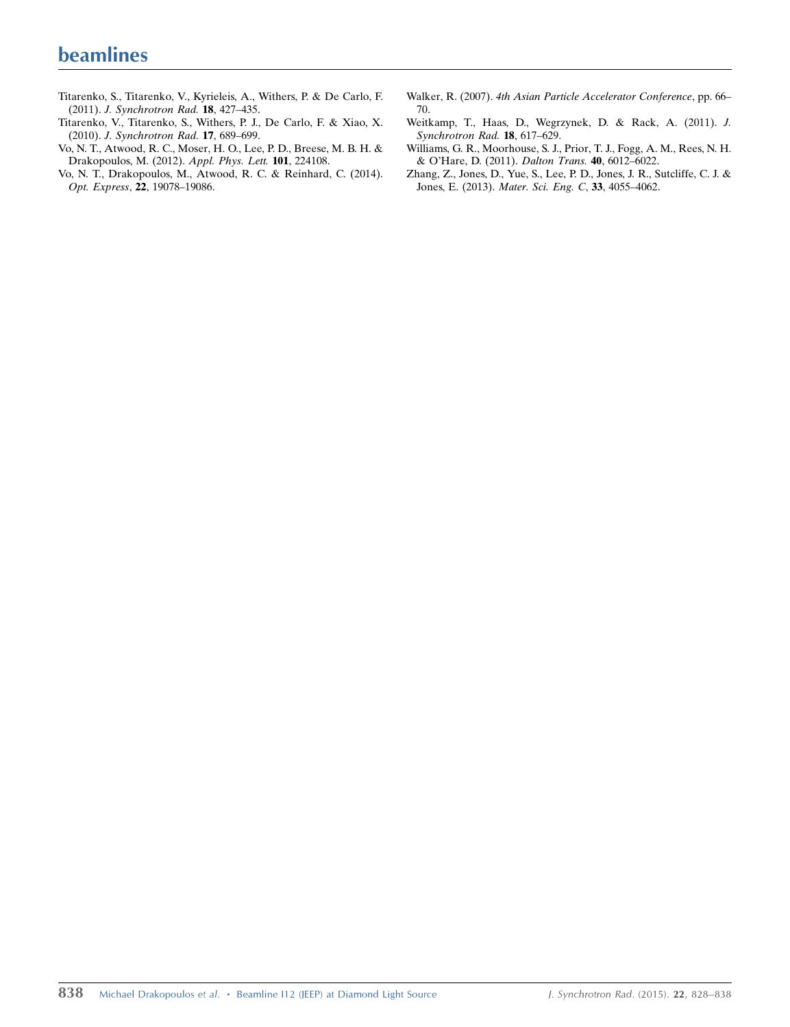Titarenko, S., Titarenko, V., Kyrieleis, A., Withers, P. & De Carlo, F. (2011). *J. Synchrotron Rad.* **18**, 427–435.

Titarenko, V., Titarenko, S., Withers, P. J., De Carlo, F. & Xiao, X. (2010). *J. Synchrotron Rad.* **17**, 689–699.

Vo, N. T., Atwood, R. C., Moser, H. O., Lee, P. D., Breese, M. B. H. & Drakopoulos, M. (2012). *Appl. Phys. Lett.* **101**, 224108.

Vo, N. T., Drakopoulos, M., Atwood, R. C. & Reinhard, C. (2014). *Opt. Express*, **22**, 19078–19086.

Walker, R. (2007). *4th Asian Particle Accelerator Conference*, pp. 66–70.

Weitkamp, T., Haas, D., Wegrzynek, D. & Rack, A. (2011). *J. Synchrotron Rad.* **18**, 617–629.

Williams, G. R., Moorhouse, S. J., Prior, T. J., Fogg, A. M., Rees, N. H. & O'Hare, D. (2011). *Dalton Trans.* **40**, 6012–6022.

Zhang, Z., Jones, D., Yue, S., Lee, P. D., Jones, J. R., Sutcliffe, C. J. & Jones, E. (2013). *Mater. Sci. Eng. C*, **33**, 4055–4062.